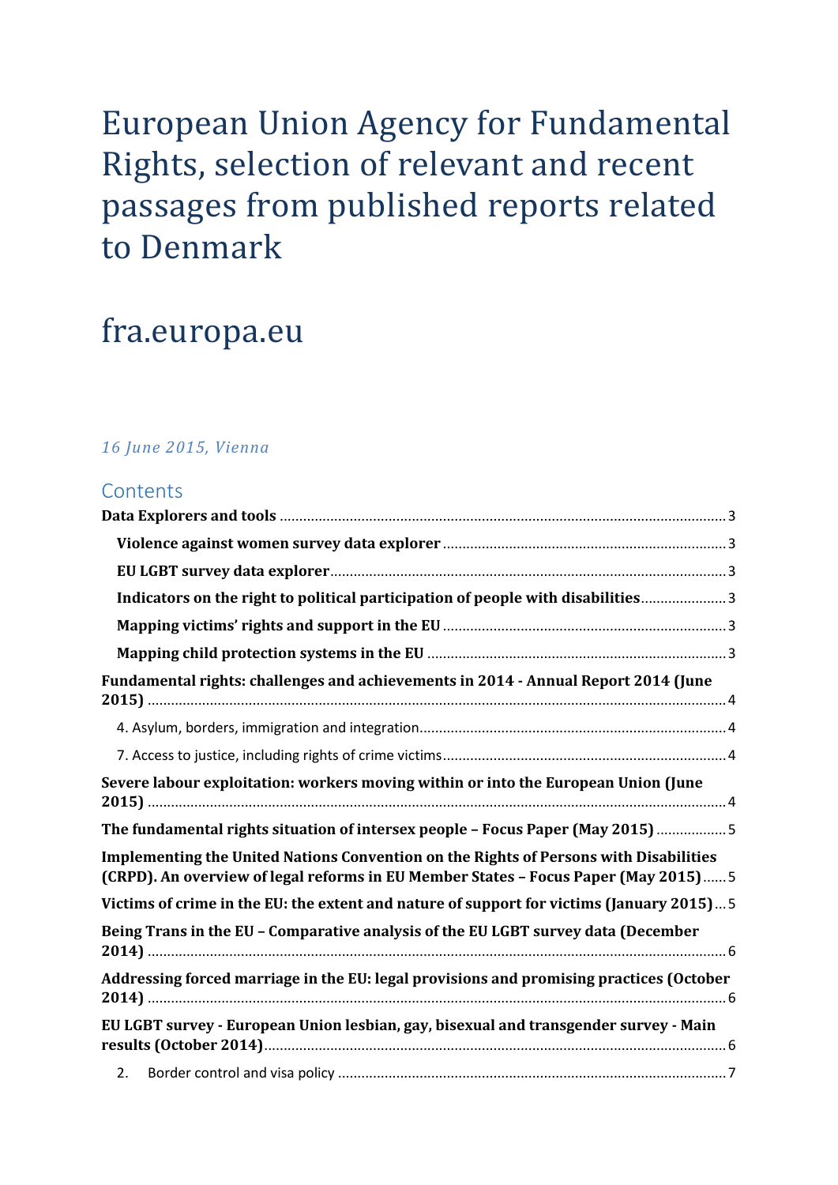# European Union Agency for Fundamental Rights, selection of relevant and recent passages from published reports related to Denmark

# fra.europa.eu

*16 June 2015, Vienna*

## Contents

**Data Explorers and tools** ..... 3

- **Violence against women survey data explorer** ..... 3
- **EU LGBT survey data explorer** ..... 3
- **Indicators on the right to political participation of people with disabilities** ..... 3
- **Mapping victims' rights and support in the EU** ..... 3
- **Mapping child protection systems in the EU** ..... 3

**Fundamental rights: challenges and achievements in 2014 - Annual Report 2014 (June 2015)** ..... 4

- 4. Asylum, borders, immigration and integration ..... 4
- 7. Access to justice, including rights of crime victims ..... 4

**Severe labour exploitation: workers moving within or into the European Union (June 2015)** ..... 4

**The fundamental rights situation of intersex people – Focus Paper (May 2015)** ..... 5

**Implementing the United Nations Convention on the Rights of Persons with Disabilities (CRPD). An overview of legal reforms in EU Member States – Focus Paper (May 2015)** ..... 5

**Victims of crime in the EU: the extent and nature of support for victims (January 2015)** ..... 5

**Being Trans in the EU – Comparative analysis of the EU LGBT survey data (December 2014)** ..... 6

**Addressing forced marriage in the EU: legal provisions and promising practices (October 2014)** ..... 6

**EU LGBT survey - European Union lesbian, gay, bisexual and transgender survey - Main results (October 2014)** ..... 6

- 2. Border control and visa policy ..... 7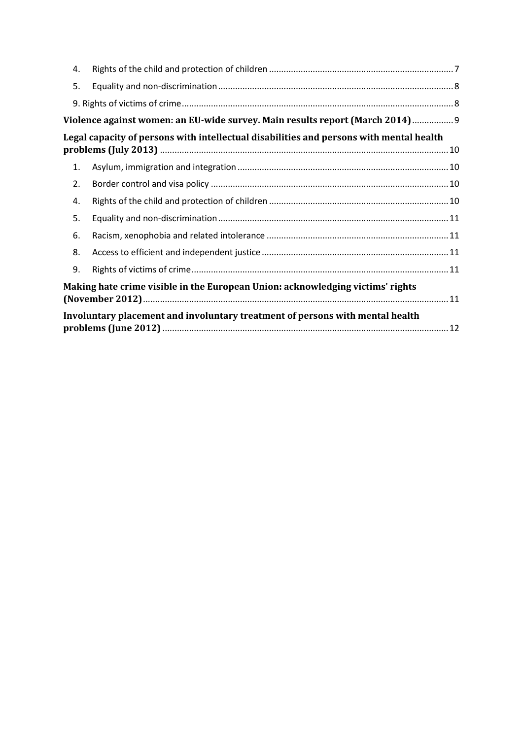4. Rights of the child and protection of children ........................................................................... 7

5. Equality and non-discrimination ................................................................................................ 8

9. Rights of victims of crime ............................................................................................................. 8

**Violence against women: an EU-wide survey. Main results report (March 2014)** ................. 9

**Legal capacity of persons with intellectual disabilities and persons with mental health problems (July 2013)** ...................................................................................................................... 10

1. Asylum, immigration and integration ....................................................................................... 10

2. Border control and visa policy .................................................................................................. 10

4. Rights of the child and protection of children .......................................................................... 10

5. Equality and non-discrimination ............................................................................................... 11

6. Racism, xenophobia and related intolerance ........................................................................... 11

8. Access to efficient and independent justice ............................................................................. 11

9. Rights of victims of crime .......................................................................................................... 11

**Making hate crime visible in the European Union: acknowledging victims' rights (November 2012)** ............................................................................................................................ 11

**Involuntary placement and involuntary treatment of persons with mental health problems (June 2012)** ..................................................................................................................... 12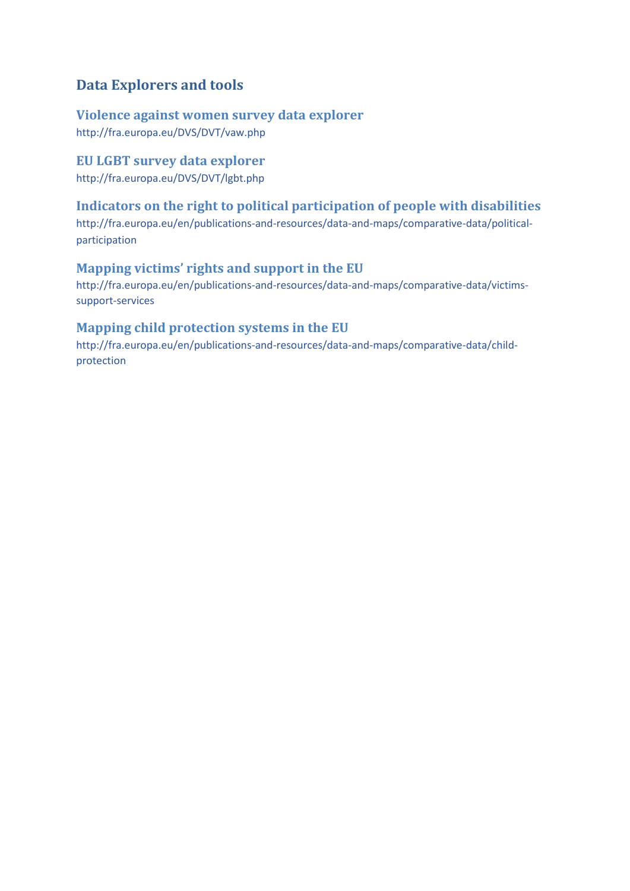## Data Explorers and tools

### Violence against women survey data explorer

http://fra.europa.eu/DVS/DVT/vaw.php

### EU LGBT survey data explorer

http://fra.europa.eu/DVS/DVT/lgbt.php

### Indicators on the right to political participation of people with disabilities

http://fra.europa.eu/en/publications-and-resources/data-and-maps/comparative-data/political-participation

### Mapping victims' rights and support in the EU

http://fra.europa.eu/en/publications-and-resources/data-and-maps/comparative-data/victims-support-services

### Mapping child protection systems in the EU

http://fra.europa.eu/en/publications-and-resources/data-and-maps/comparative-data/child-protection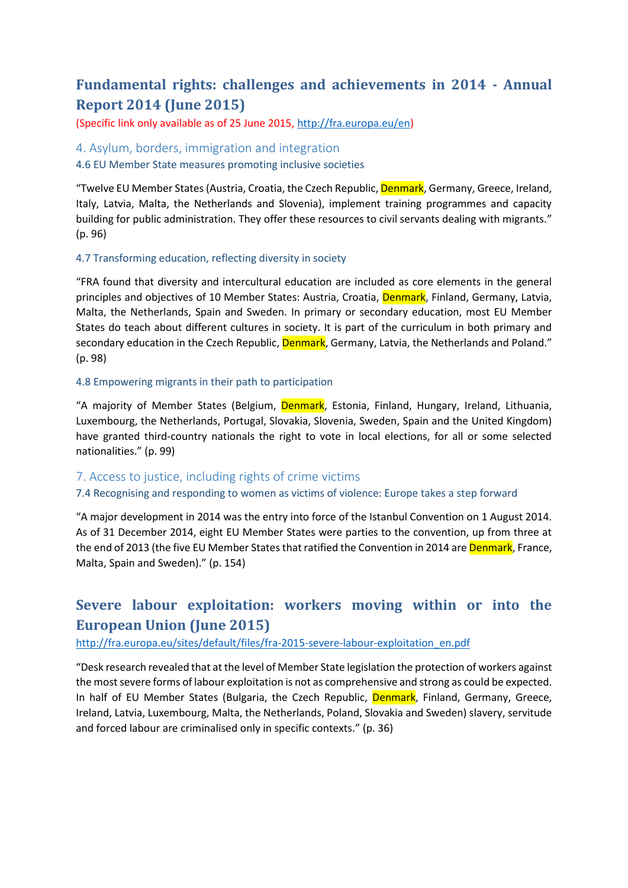## Fundamental rights: challenges and achievements in 2014 - Annual Report 2014 (June 2015)

(Specific link only available as of 25 June 2015, http://fra.europa.eu/en)

### 4. Asylum, borders, immigration and integration

#### 4.6 EU Member State measures promoting inclusive societies

"Twelve EU Member States (Austria, Croatia, the Czech Republic, Denmark, Germany, Greece, Ireland, Italy, Latvia, Malta, the Netherlands and Slovenia), implement training programmes and capacity building for public administration. They offer these resources to civil servants dealing with migrants." (p. 96)

#### 4.7 Transforming education, reflecting diversity in society

"FRA found that diversity and intercultural education are included as core elements in the general principles and objectives of 10 Member States: Austria, Croatia, Denmark, Finland, Germany, Latvia, Malta, the Netherlands, Spain and Sweden. In primary or secondary education, most EU Member States do teach about different cultures in society. It is part of the curriculum in both primary and secondary education in the Czech Republic, Denmark, Germany, Latvia, the Netherlands and Poland." (p. 98)

#### 4.8 Empowering migrants in their path to participation

"A majority of Member States (Belgium, Denmark, Estonia, Finland, Hungary, Ireland, Lithuania, Luxembourg, the Netherlands, Portugal, Slovakia, Slovenia, Sweden, Spain and the United Kingdom) have granted third-country nationals the right to vote in local elections, for all or some selected nationalities." (p. 99)

### 7. Access to justice, including rights of crime victims

#### 7.4 Recognising and responding to women as victims of violence: Europe takes a step forward

"A major development in 2014 was the entry into force of the Istanbul Convention on 1 August 2014. As of 31 December 2014, eight EU Member States were parties to the convention, up from three at the end of 2013 (the five EU Member States that ratified the Convention in 2014 are Denmark, France, Malta, Spain and Sweden)." (p. 154)

## Severe labour exploitation: workers moving within or into the European Union (June 2015)

http://fra.europa.eu/sites/default/files/fra-2015-severe-labour-exploitation_en.pdf

"Desk research revealed that at the level of Member State legislation the protection of workers against the most severe forms of labour exploitation is not as comprehensive and strong as could be expected. In half of EU Member States (Bulgaria, the Czech Republic, Denmark, Finland, Germany, Greece, Ireland, Latvia, Luxembourg, Malta, the Netherlands, Poland, Slovakia and Sweden) slavery, servitude and forced labour are criminalised only in specific contexts." (p. 36)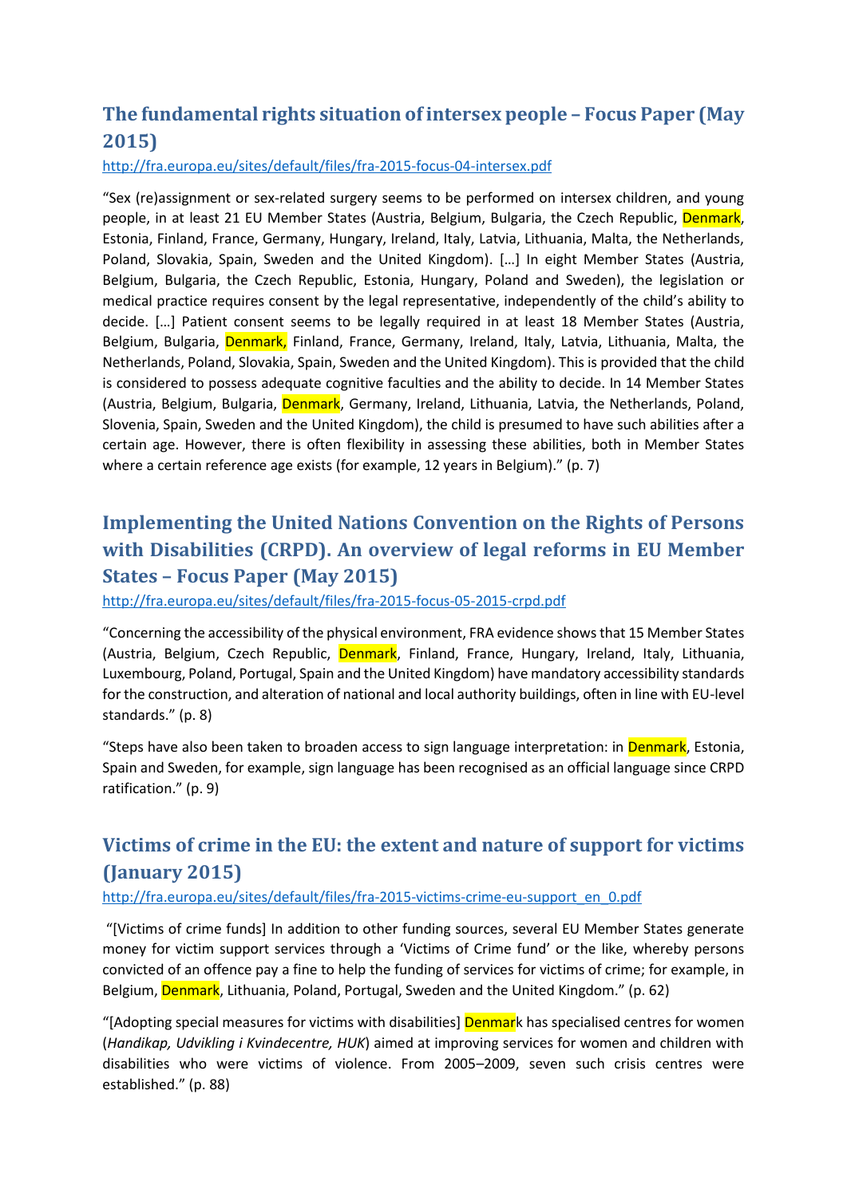## The fundamental rights situation of intersex people – Focus Paper (May 2015)

http://fra.europa.eu/sites/default/files/fra-2015-focus-04-intersex.pdf

"Sex (re)assignment or sex-related surgery seems to be performed on intersex children, and young people, in at least 21 EU Member States (Austria, Belgium, Bulgaria, the Czech Republic, Denmark, Estonia, Finland, France, Germany, Hungary, Ireland, Italy, Latvia, Lithuania, Malta, the Netherlands, Poland, Slovakia, Spain, Sweden and the United Kingdom). […] In eight Member States (Austria, Belgium, Bulgaria, the Czech Republic, Estonia, Hungary, Poland and Sweden), the legislation or medical practice requires consent by the legal representative, independently of the child's ability to decide. […] Patient consent seems to be legally required in at least 18 Member States (Austria, Belgium, Bulgaria, Denmark, Finland, France, Germany, Ireland, Italy, Latvia, Lithuania, Malta, the Netherlands, Poland, Slovakia, Spain, Sweden and the United Kingdom). This is provided that the child is considered to possess adequate cognitive faculties and the ability to decide. In 14 Member States (Austria, Belgium, Bulgaria, Denmark, Germany, Ireland, Lithuania, Latvia, the Netherlands, Poland, Slovenia, Spain, Sweden and the United Kingdom), the child is presumed to have such abilities after a certain age. However, there is often flexibility in assessing these abilities, both in Member States where a certain reference age exists (for example, 12 years in Belgium)." (p. 7)

## Implementing the United Nations Convention on the Rights of Persons with Disabilities (CRPD). An overview of legal reforms in EU Member States – Focus Paper (May 2015)

http://fra.europa.eu/sites/default/files/fra-2015-focus-05-2015-crpd.pdf

"Concerning the accessibility of the physical environment, FRA evidence shows that 15 Member States (Austria, Belgium, Czech Republic, Denmark, Finland, France, Hungary, Ireland, Italy, Lithuania, Luxembourg, Poland, Portugal, Spain and the United Kingdom) have mandatory accessibility standards for the construction, and alteration of national and local authority buildings, often in line with EU-level standards." (p. 8)

"Steps have also been taken to broaden access to sign language interpretation: in Denmark, Estonia, Spain and Sweden, for example, sign language has been recognised as an official language since CRPD ratification." (p. 9)

## Victims of crime in the EU: the extent and nature of support for victims (January 2015)

http://fra.europa.eu/sites/default/files/fra-2015-victims-crime-eu-support_en_0.pdf

"[Victims of crime funds] In addition to other funding sources, several EU Member States generate money for victim support services through a 'Victims of Crime fund' or the like, whereby persons convicted of an offence pay a fine to help the funding of services for victims of crime; for example, in Belgium, Denmark, Lithuania, Poland, Portugal, Sweden and the United Kingdom." (p. 62)

"[Adopting special measures for victims with disabilities] Denmark has specialised centres for women (*Handikap, Udvikling i Kvindecentre, HUK*) aimed at improving services for women and children with disabilities who were victims of violence. From 2005–2009, seven such crisis centres were established." (p. 88)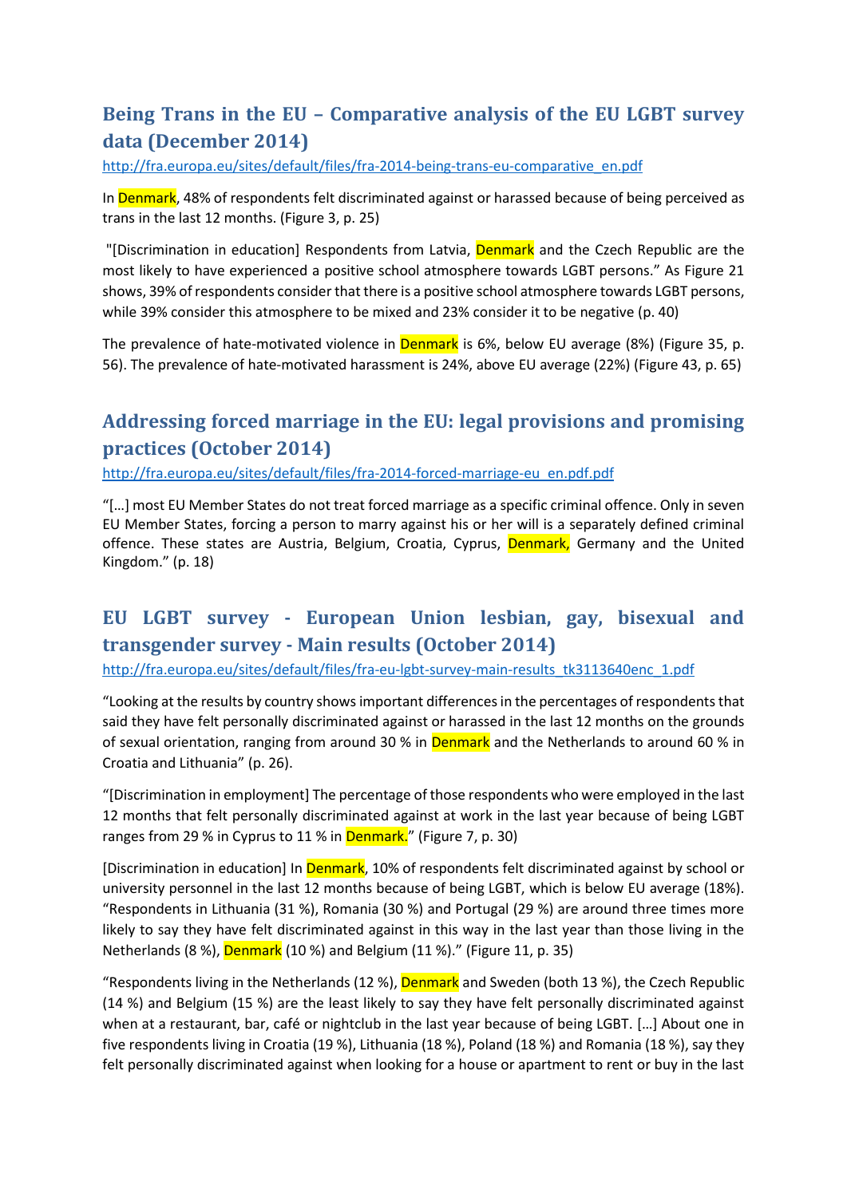## Being Trans in the EU – Comparative analysis of the EU LGBT survey data (December 2014)

http://fra.europa.eu/sites/default/files/fra-2014-being-trans-eu-comparative_en.pdf

In Denmark, 48% of respondents felt discriminated against or harassed because of being perceived as trans in the last 12 months. (Figure 3, p. 25)

"[Discrimination in education] Respondents from Latvia, Denmark and the Czech Republic are the most likely to have experienced a positive school atmosphere towards LGBT persons." As Figure 21 shows, 39% of respondents consider that there is a positive school atmosphere towards LGBT persons, while 39% consider this atmosphere to be mixed and 23% consider it to be negative (p. 40)

The prevalence of hate-motivated violence in Denmark is 6%, below EU average (8%) (Figure 35, p. 56). The prevalence of hate-motivated harassment is 24%, above EU average (22%) (Figure 43, p. 65)

## Addressing forced marriage in the EU: legal provisions and promising practices (October 2014)

http://fra.europa.eu/sites/default/files/fra-2014-forced-marriage-eu_en.pdf.pdf

"[…] most EU Member States do not treat forced marriage as a specific criminal offence. Only in seven EU Member States, forcing a person to marry against his or her will is a separately defined criminal offence. These states are Austria, Belgium, Croatia, Cyprus, Denmark, Germany and the United Kingdom." (p. 18)

## EU LGBT survey - European Union lesbian, gay, bisexual and transgender survey - Main results (October 2014)

http://fra.europa.eu/sites/default/files/fra-eu-lgbt-survey-main-results_tk3113640enc_1.pdf

"Looking at the results by country shows important differences in the percentages of respondents that said they have felt personally discriminated against or harassed in the last 12 months on the grounds of sexual orientation, ranging from around 30 % in Denmark and the Netherlands to around 60 % in Croatia and Lithuania" (p. 26).

"[Discrimination in employment] The percentage of those respondents who were employed in the last 12 months that felt personally discriminated against at work in the last year because of being LGBT ranges from 29 % in Cyprus to 11 % in Denmark." (Figure 7, p. 30)

[Discrimination in education] In Denmark, 10% of respondents felt discriminated against by school or university personnel in the last 12 months because of being LGBT, which is below EU average (18%). "Respondents in Lithuania (31 %), Romania (30 %) and Portugal (29 %) are around three times more likely to say they have felt discriminated against in this way in the last year than those living in the Netherlands (8 %), Denmark (10 %) and Belgium (11 %)." (Figure 11, p. 35)

"Respondents living in the Netherlands (12 %), Denmark and Sweden (both 13 %), the Czech Republic (14 %) and Belgium (15 %) are the least likely to say they have felt personally discriminated against when at a restaurant, bar, café or nightclub in the last year because of being LGBT. […] About one in five respondents living in Croatia (19 %), Lithuania (18 %), Poland (18 %) and Romania (18 %), say they felt personally discriminated against when looking for a house or apartment to rent or buy in the last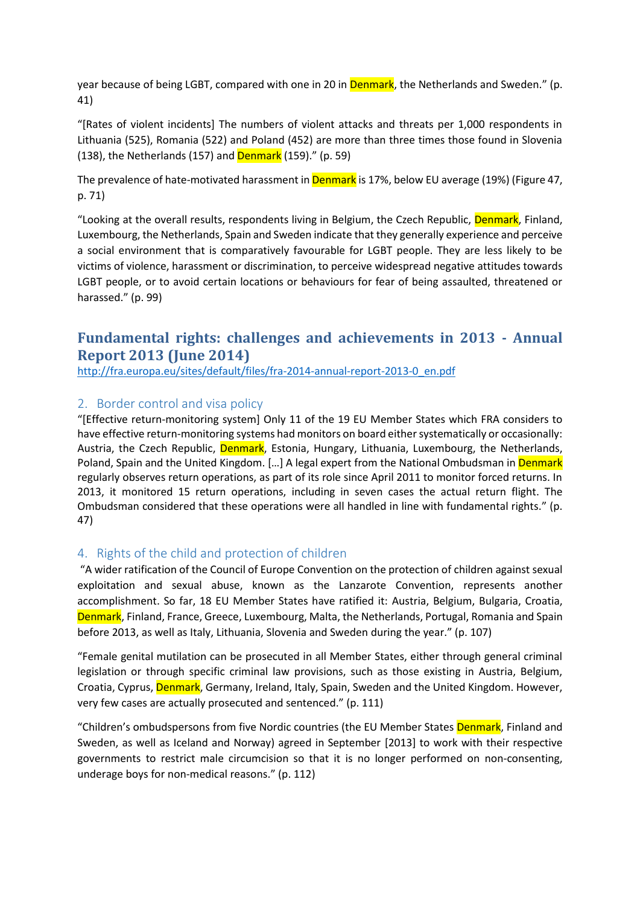year because of being LGBT, compared with one in 20 in Denmark, the Netherlands and Sweden." (p. 41)

"[Rates of violent incidents] The numbers of violent attacks and threats per 1,000 respondents in Lithuania (525), Romania (522) and Poland (452) are more than three times those found in Slovenia (138), the Netherlands (157) and Denmark (159)." (p. 59)

The prevalence of hate-motivated harassment in Denmark is 17%, below EU average (19%) (Figure 47, p. 71)

"Looking at the overall results, respondents living in Belgium, the Czech Republic, Denmark, Finland, Luxembourg, the Netherlands, Spain and Sweden indicate that they generally experience and perceive a social environment that is comparatively favourable for LGBT people. They are less likely to be victims of violence, harassment or discrimination, to perceive widespread negative attitudes towards LGBT people, or to avoid certain locations or behaviours for fear of being assaulted, threatened or harassed." (p. 99)

## Fundamental rights: challenges and achievements in 2013 - Annual Report 2013 (June 2014)

http://fra.europa.eu/sites/default/files/fra-2014-annual-report-2013-0_en.pdf

### 2. Border control and visa policy

"[Effective return-monitoring system] Only 11 of the 19 EU Member States which FRA considers to have effective return-monitoring systems had monitors on board either systematically or occasionally: Austria, the Czech Republic, Denmark, Estonia, Hungary, Lithuania, Luxembourg, the Netherlands, Poland, Spain and the United Kingdom. […] A legal expert from the National Ombudsman in Denmark regularly observes return operations, as part of its role since April 2011 to monitor forced returns. In 2013, it monitored 15 return operations, including in seven cases the actual return flight. The Ombudsman considered that these operations were all handled in line with fundamental rights." (p. 47)

### 4. Rights of the child and protection of children

"A wider ratification of the Council of Europe Convention on the protection of children against sexual exploitation and sexual abuse, known as the Lanzarote Convention, represents another accomplishment. So far, 18 EU Member States have ratified it: Austria, Belgium, Bulgaria, Croatia, Denmark, Finland, France, Greece, Luxembourg, Malta, the Netherlands, Portugal, Romania and Spain before 2013, as well as Italy, Lithuania, Slovenia and Sweden during the year." (p. 107)

"Female genital mutilation can be prosecuted in all Member States, either through general criminal legislation or through specific criminal law provisions, such as those existing in Austria, Belgium, Croatia, Cyprus, Denmark, Germany, Ireland, Italy, Spain, Sweden and the United Kingdom. However, very few cases are actually prosecuted and sentenced." (p. 111)

"Children's ombudspersons from five Nordic countries (the EU Member States Denmark, Finland and Sweden, as well as Iceland and Norway) agreed in September [2013] to work with their respective governments to restrict male circumcision so that it is no longer performed on non-consenting, underage boys for non-medical reasons." (p. 112)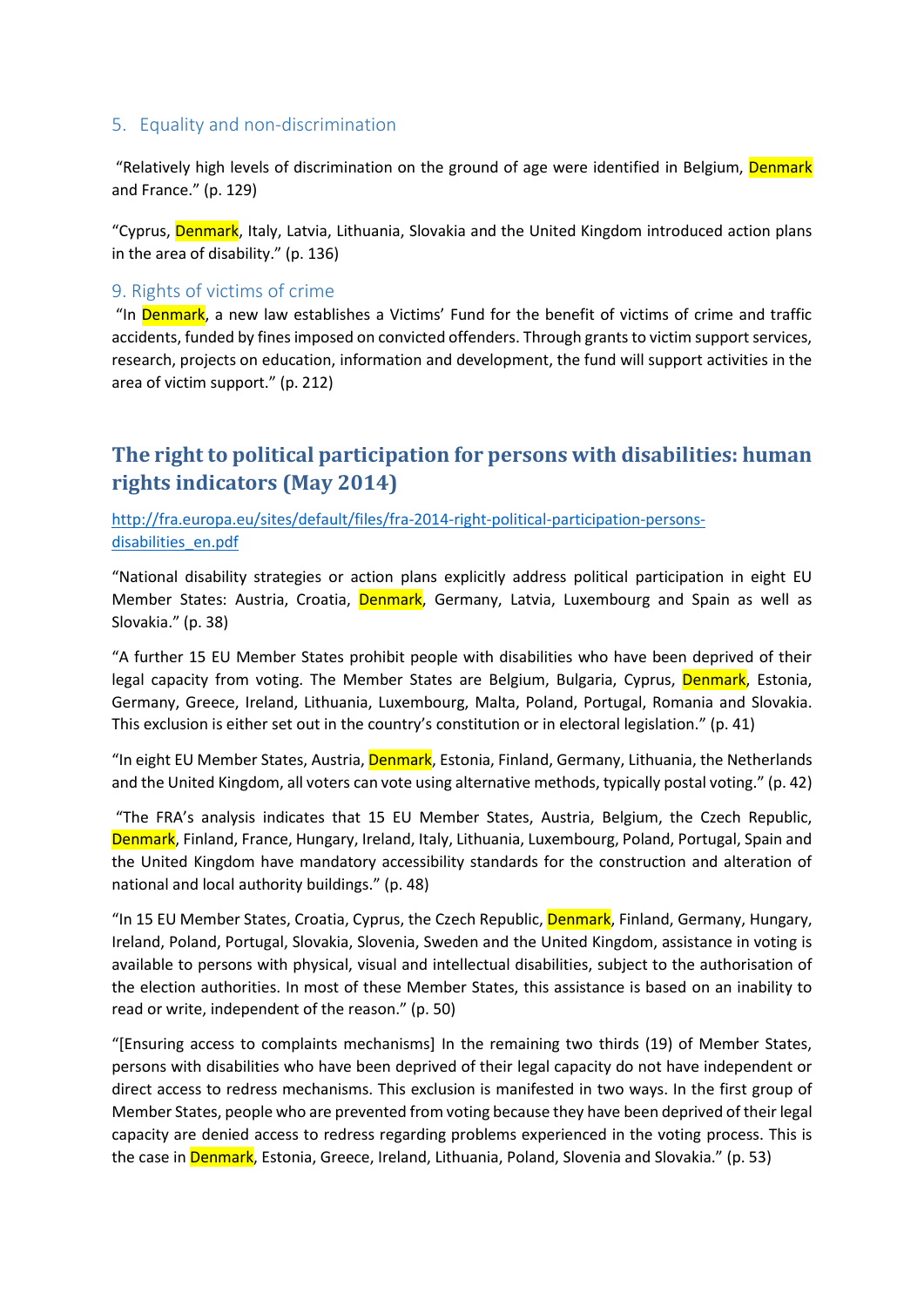## 5. Equality and non-discrimination

"Relatively high levels of discrimination on the ground of age were identified in Belgium, Denmark and France." (p. 129)

"Cyprus, Denmark, Italy, Latvia, Lithuania, Slovakia and the United Kingdom introduced action plans in the area of disability." (p. 136)

## 9. Rights of victims of crime

"In Denmark, a new law establishes a Victims' Fund for the benefit of victims of crime and traffic accidents, funded by fines imposed on convicted offenders. Through grants to victim support services, research, projects on education, information and development, the fund will support activities in the area of victim support." (p. 212)

# The right to political participation for persons with disabilities: human rights indicators (May 2014)

http://fra.europa.eu/sites/default/files/fra-2014-right-political-participation-persons-disabilities_en.pdf

"National disability strategies or action plans explicitly address political participation in eight EU Member States: Austria, Croatia, Denmark, Germany, Latvia, Luxembourg and Spain as well as Slovakia." (p. 38)

"A further 15 EU Member States prohibit people with disabilities who have been deprived of their legal capacity from voting. The Member States are Belgium, Bulgaria, Cyprus, Denmark, Estonia, Germany, Greece, Ireland, Lithuania, Luxembourg, Malta, Poland, Portugal, Romania and Slovakia. This exclusion is either set out in the country's constitution or in electoral legislation." (p. 41)

"In eight EU Member States, Austria, Denmark, Estonia, Finland, Germany, Lithuania, the Netherlands and the United Kingdom, all voters can vote using alternative methods, typically postal voting." (p. 42)

"The FRA's analysis indicates that 15 EU Member States, Austria, Belgium, the Czech Republic, Denmark, Finland, France, Hungary, Ireland, Italy, Lithuania, Luxembourg, Poland, Portugal, Spain and the United Kingdom have mandatory accessibility standards for the construction and alteration of national and local authority buildings." (p. 48)

"In 15 EU Member States, Croatia, Cyprus, the Czech Republic, Denmark, Finland, Germany, Hungary, Ireland, Poland, Portugal, Slovakia, Slovenia, Sweden and the United Kingdom, assistance in voting is available to persons with physical, visual and intellectual disabilities, subject to the authorisation of the election authorities. In most of these Member States, this assistance is based on an inability to read or write, independent of the reason." (p. 50)

"[Ensuring access to complaints mechanisms] In the remaining two thirds (19) of Member States, persons with disabilities who have been deprived of their legal capacity do not have independent or direct access to redress mechanisms. This exclusion is manifested in two ways. In the first group of Member States, people who are prevented from voting because they have been deprived of their legal capacity are denied access to redress regarding problems experienced in the voting process. This is the case in Denmark, Estonia, Greece, Ireland, Lithuania, Poland, Slovenia and Slovakia." (p. 53)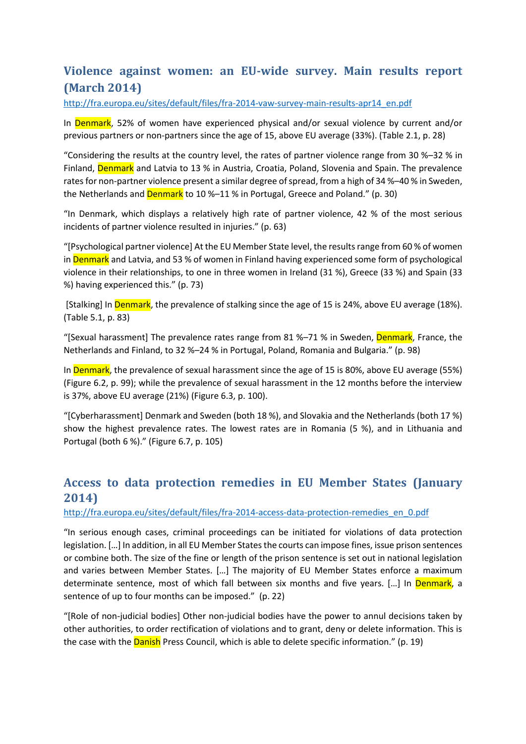## Violence against women: an EU-wide survey. Main results report (March 2014)

http://fra.europa.eu/sites/default/files/fra-2014-vaw-survey-main-results-apr14_en.pdf

In Denmark, 52% of women have experienced physical and/or sexual violence by current and/or previous partners or non-partners since the age of 15, above EU average (33%). (Table 2.1, p. 28)

"Considering the results at the country level, the rates of partner violence range from 30 %–32 % in Finland, Denmark and Latvia to 13 % in Austria, Croatia, Poland, Slovenia and Spain. The prevalence rates for non-partner violence present a similar degree of spread, from a high of 34 %–40 % in Sweden, the Netherlands and Denmark to 10 %–11 % in Portugal, Greece and Poland." (p. 30)

"In Denmark, which displays a relatively high rate of partner violence, 42 % of the most serious incidents of partner violence resulted in injuries." (p. 63)

"[Psychological partner violence] At the EU Member State level, the results range from 60 % of women in Denmark and Latvia, and 53 % of women in Finland having experienced some form of psychological violence in their relationships, to one in three women in Ireland (31 %), Greece (33 %) and Spain (33 %) having experienced this." (p. 73)

[Stalking] In Denmark, the prevalence of stalking since the age of 15 is 24%, above EU average (18%). (Table 5.1, p. 83)

"[Sexual harassment] The prevalence rates range from 81 %–71 % in Sweden, Denmark, France, the Netherlands and Finland, to 32 %–24 % in Portugal, Poland, Romania and Bulgaria." (p. 98)

In Denmark, the prevalence of sexual harassment since the age of 15 is 80%, above EU average (55%) (Figure 6.2, p. 99); while the prevalence of sexual harassment in the 12 months before the interview is 37%, above EU average (21%) (Figure 6.3, p. 100).

"[Cyberharassment] Denmark and Sweden (both 18 %), and Slovakia and the Netherlands (both 17 %) show the highest prevalence rates. The lowest rates are in Romania (5 %), and in Lithuania and Portugal (both 6 %)." (Figure 6.7, p. 105)

## Access to data protection remedies in EU Member States (January 2014)

http://fra.europa.eu/sites/default/files/fra-2014-access-data-protection-remedies_en_0.pdf

"In serious enough cases, criminal proceedings can be initiated for violations of data protection legislation. […] In addition, in all EU Member States the courts can impose fines, issue prison sentences or combine both. The size of the fine or length of the prison sentence is set out in national legislation and varies between Member States. […] The majority of EU Member States enforce a maximum determinate sentence, most of which fall between six months and five years. […] In Denmark, a sentence of up to four months can be imposed." (p. 22)

"[Role of non-judicial bodies] Other non-judicial bodies have the power to annul decisions taken by other authorities, to order rectification of violations and to grant, deny or delete information. This is the case with the Danish Press Council, which is able to delete specific information." (p. 19)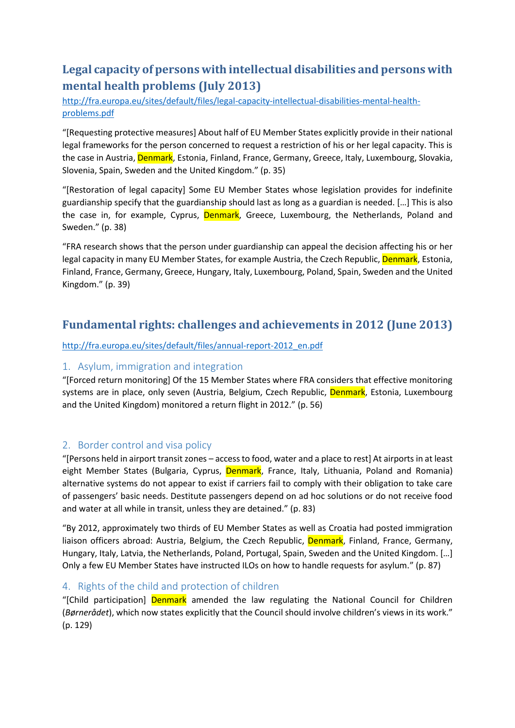## Legal capacity of persons with intellectual disabilities and persons with mental health problems (July 2013)

http://fra.europa.eu/sites/default/files/legal-capacity-intellectual-disabilities-mental-health-problems.pdf

"[Requesting protective measures] About half of EU Member States explicitly provide in their national legal frameworks for the person concerned to request a restriction of his or her legal capacity. This is the case in Austria, Denmark, Estonia, Finland, France, Germany, Greece, Italy, Luxembourg, Slovakia, Slovenia, Spain, Sweden and the United Kingdom." (p. 35)

"[Restoration of legal capacity] Some EU Member States whose legislation provides for indefinite guardianship specify that the guardianship should last as long as a guardian is needed. […] This is also the case in, for example, Cyprus, Denmark, Greece, Luxembourg, the Netherlands, Poland and Sweden." (p. 38)

"FRA research shows that the person under guardianship can appeal the decision affecting his or her legal capacity in many EU Member States, for example Austria, the Czech Republic, Denmark, Estonia, Finland, France, Germany, Greece, Hungary, Italy, Luxembourg, Poland, Spain, Sweden and the United Kingdom." (p. 39)

## Fundamental rights: challenges and achievements in 2012 (June 2013)

http://fra.europa.eu/sites/default/files/annual-report-2012_en.pdf

### 1. Asylum, immigration and integration

"[Forced return monitoring] Of the 15 Member States where FRA considers that effective monitoring systems are in place, only seven (Austria, Belgium, Czech Republic, Denmark, Estonia, Luxembourg and the United Kingdom) monitored a return flight in 2012." (p. 56)

### 2. Border control and visa policy

"[Persons held in airport transit zones – access to food, water and a place to rest] At airports in at least eight Member States (Bulgaria, Cyprus, Denmark, France, Italy, Lithuania, Poland and Romania) alternative systems do not appear to exist if carriers fail to comply with their obligation to take care of passengers' basic needs. Destitute passengers depend on ad hoc solutions or do not receive food and water at all while in transit, unless they are detained." (p. 83)

"By 2012, approximately two thirds of EU Member States as well as Croatia had posted immigration liaison officers abroad: Austria, Belgium, the Czech Republic, Denmark, Finland, France, Germany, Hungary, Italy, Latvia, the Netherlands, Poland, Portugal, Spain, Sweden and the United Kingdom. […] Only a few EU Member States have instructed ILOs on how to handle requests for asylum." (p. 87)

### 4. Rights of the child and protection of children

"[Child participation] Denmark amended the law regulating the National Council for Children (*Børnerådet*), which now states explicitly that the Council should involve children's views in its work." (p. 129)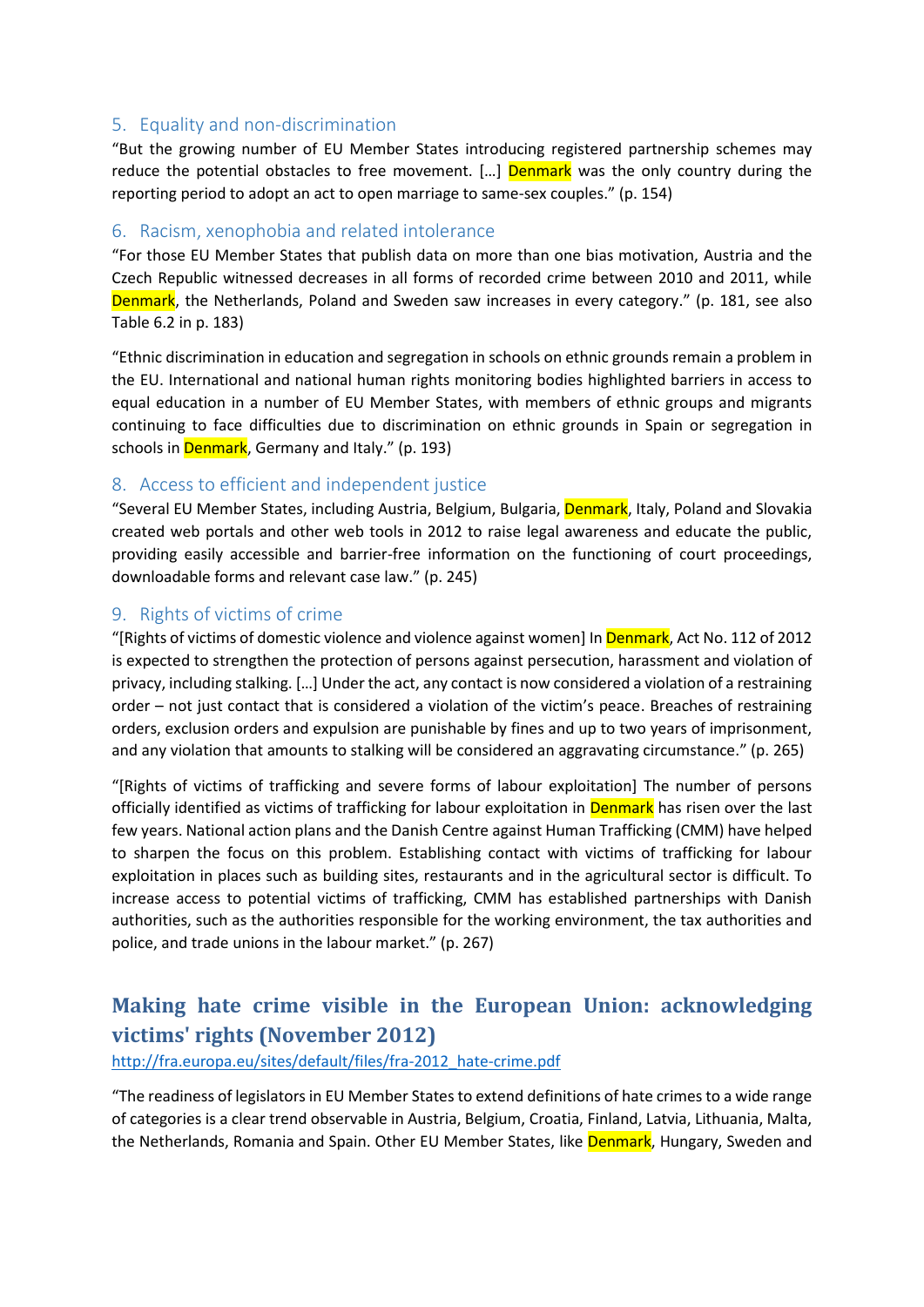### 5. Equality and non-discrimination

"But the growing number of EU Member States introducing registered partnership schemes may reduce the potential obstacles to free movement. […] Denmark was the only country during the reporting period to adopt an act to open marriage to same-sex couples." (p. 154)

### 6. Racism, xenophobia and related intolerance

"For those EU Member States that publish data on more than one bias motivation, Austria and the Czech Republic witnessed decreases in all forms of recorded crime between 2010 and 2011, while Denmark, the Netherlands, Poland and Sweden saw increases in every category." (p. 181, see also Table 6.2 in p. 183)

"Ethnic discrimination in education and segregation in schools on ethnic grounds remain a problem in the EU. International and national human rights monitoring bodies highlighted barriers in access to equal education in a number of EU Member States, with members of ethnic groups and migrants continuing to face difficulties due to discrimination on ethnic grounds in Spain or segregation in schools in Denmark, Germany and Italy." (p. 193)

### 8. Access to efficient and independent justice

"Several EU Member States, including Austria, Belgium, Bulgaria, Denmark, Italy, Poland and Slovakia created web portals and other web tools in 2012 to raise legal awareness and educate the public, providing easily accessible and barrier-free information on the functioning of court proceedings, downloadable forms and relevant case law." (p. 245)

### 9. Rights of victims of crime

"[Rights of victims of domestic violence and violence against women] In Denmark, Act No. 112 of 2012 is expected to strengthen the protection of persons against persecution, harassment and violation of privacy, including stalking. […] Under the act, any contact is now considered a violation of a restraining order – not just contact that is considered a violation of the victim's peace. Breaches of restraining orders, exclusion orders and expulsion are punishable by fines and up to two years of imprisonment, and any violation that amounts to stalking will be considered an aggravating circumstance." (p. 265)

"[Rights of victims of trafficking and severe forms of labour exploitation] The number of persons officially identified as victims of trafficking for labour exploitation in Denmark has risen over the last few years. National action plans and the Danish Centre against Human Trafficking (CMM) have helped to sharpen the focus on this problem. Establishing contact with victims of trafficking for labour exploitation in places such as building sites, restaurants and in the agricultural sector is difficult. To increase access to potential victims of trafficking, CMM has established partnerships with Danish authorities, such as the authorities responsible for the working environment, the tax authorities and police, and trade unions in the labour market." (p. 267)

## Making hate crime visible in the European Union: acknowledging victims' rights (November 2012)

http://fra.europa.eu/sites/default/files/fra-2012_hate-crime.pdf

"The readiness of legislators in EU Member States to extend definitions of hate crimes to a wide range of categories is a clear trend observable in Austria, Belgium, Croatia, Finland, Latvia, Lithuania, Malta, the Netherlands, Romania and Spain. Other EU Member States, like Denmark, Hungary, Sweden and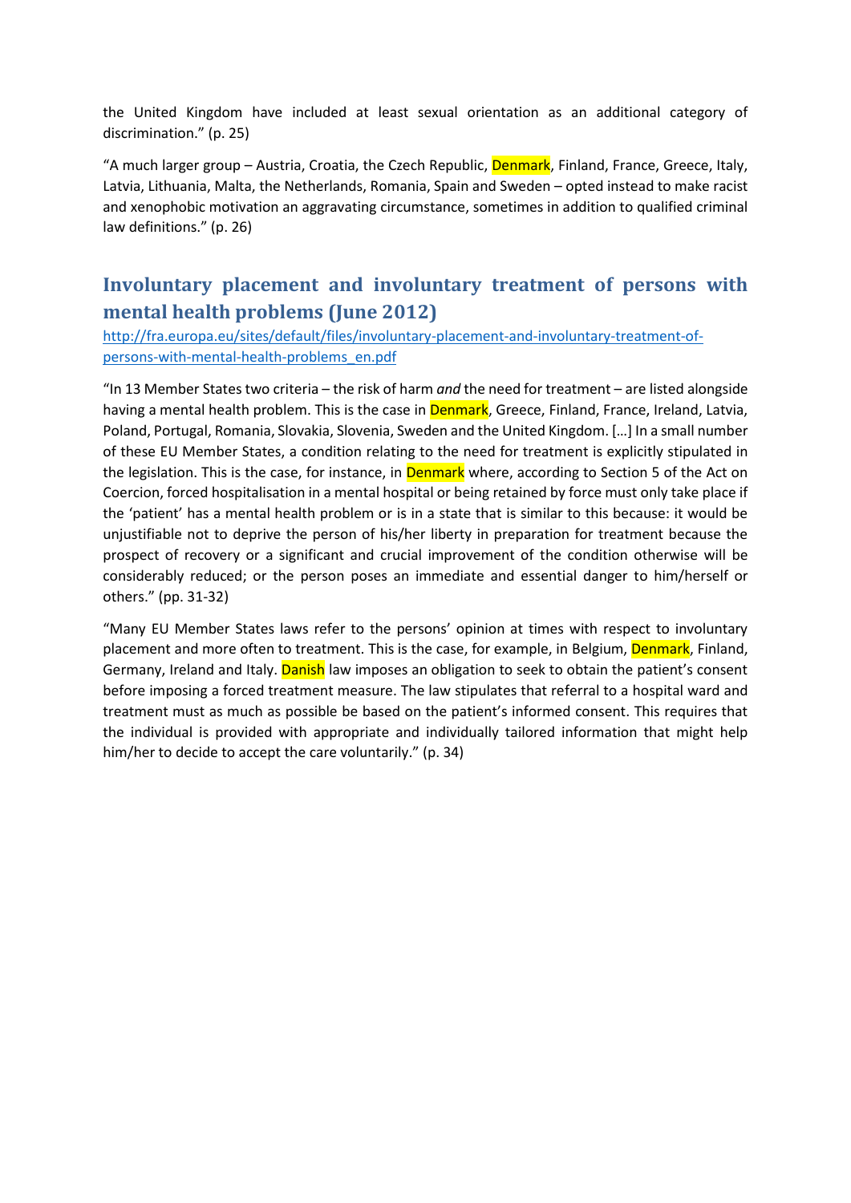the United Kingdom have included at least sexual orientation as an additional category of discrimination." (p. 25)

"A much larger group – Austria, Croatia, the Czech Republic, Denmark, Finland, France, Greece, Italy, Latvia, Lithuania, Malta, the Netherlands, Romania, Spain and Sweden – opted instead to make racist and xenophobic motivation an aggravating circumstance, sometimes in addition to qualified criminal law definitions." (p. 26)

## Involuntary placement and involuntary treatment of persons with mental health problems (June 2012)

http://fra.europa.eu/sites/default/files/involuntary-placement-and-involuntary-treatment-of-persons-with-mental-health-problems_en.pdf

"In 13 Member States two criteria – the risk of harm *and* the need for treatment – are listed alongside having a mental health problem. This is the case in Denmark, Greece, Finland, France, Ireland, Latvia, Poland, Portugal, Romania, Slovakia, Slovenia, Sweden and the United Kingdom. […] In a small number of these EU Member States, a condition relating to the need for treatment is explicitly stipulated in the legislation. This is the case, for instance, in Denmark where, according to Section 5 of the Act on Coercion, forced hospitalisation in a mental hospital or being retained by force must only take place if the 'patient' has a mental health problem or is in a state that is similar to this because: it would be unjustifiable not to deprive the person of his/her liberty in preparation for treatment because the prospect of recovery or a significant and crucial improvement of the condition otherwise will be considerably reduced; or the person poses an immediate and essential danger to him/herself or others." (pp. 31-32)

"Many EU Member States laws refer to the persons' opinion at times with respect to involuntary placement and more often to treatment. This is the case, for example, in Belgium, Denmark, Finland, Germany, Ireland and Italy. Danish law imposes an obligation to seek to obtain the patient's consent before imposing a forced treatment measure. The law stipulates that referral to a hospital ward and treatment must as much as possible be based on the patient's informed consent. This requires that the individual is provided with appropriate and individually tailored information that might help him/her to decide to accept the care voluntarily." (p. 34)